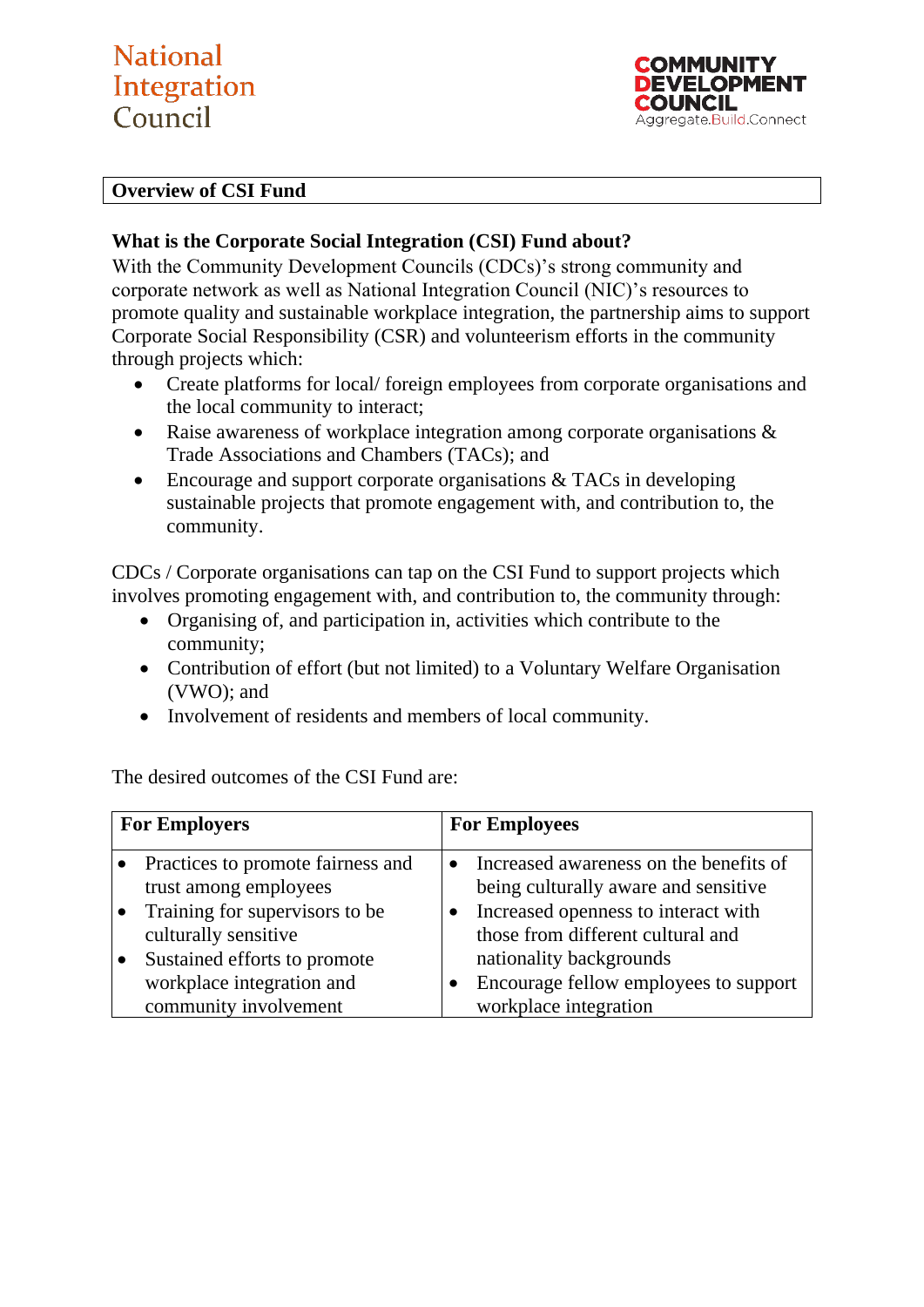National Integration Council

COMMUNITY DEVELOPMENT COUNCIL
Aggregate.Build.Connect

## Overview of CSI Fund

### What is the Corporate Social Integration (CSI) Fund about?

With the Community Development Councils (CDCs)'s strong community and corporate network as well as National Integration Council (NIC)'s resources to promote quality and sustainable workplace integration, the partnership aims to support Corporate Social Responsibility (CSR) and volunteerism efforts in the community through projects which:

- Create platforms for local/ foreign employees from corporate organisations and the local community to interact;
- Raise awareness of workplace integration among corporate organisations & Trade Associations and Chambers (TACs); and
- Encourage and support corporate organisations & TACs in developing sustainable projects that promote engagement with, and contribution to, the community.

CDCs / Corporate organisations can tap on the CSI Fund to support projects which involves promoting engagement with, and contribution to, the community through:

- Organising of, and participation in, activities which contribute to the community;
- Contribution of effort (but not limited) to a Voluntary Welfare Organisation (VWO); and
- Involvement of residents and members of local community.

The desired outcomes of the CSI Fund are:

| **For Employers** | **For Employees** |
|---|---|
| • Practices to promote fairness and trust among employees<br>• Training for supervisors to be culturally sensitive<br>• Sustained efforts to promote workplace integration and community involvement | • Increased awareness on the benefits of being culturally aware and sensitive<br>• Increased openness to interact with those from different cultural and nationality backgrounds<br>• Encourage fellow employees to support workplace integration |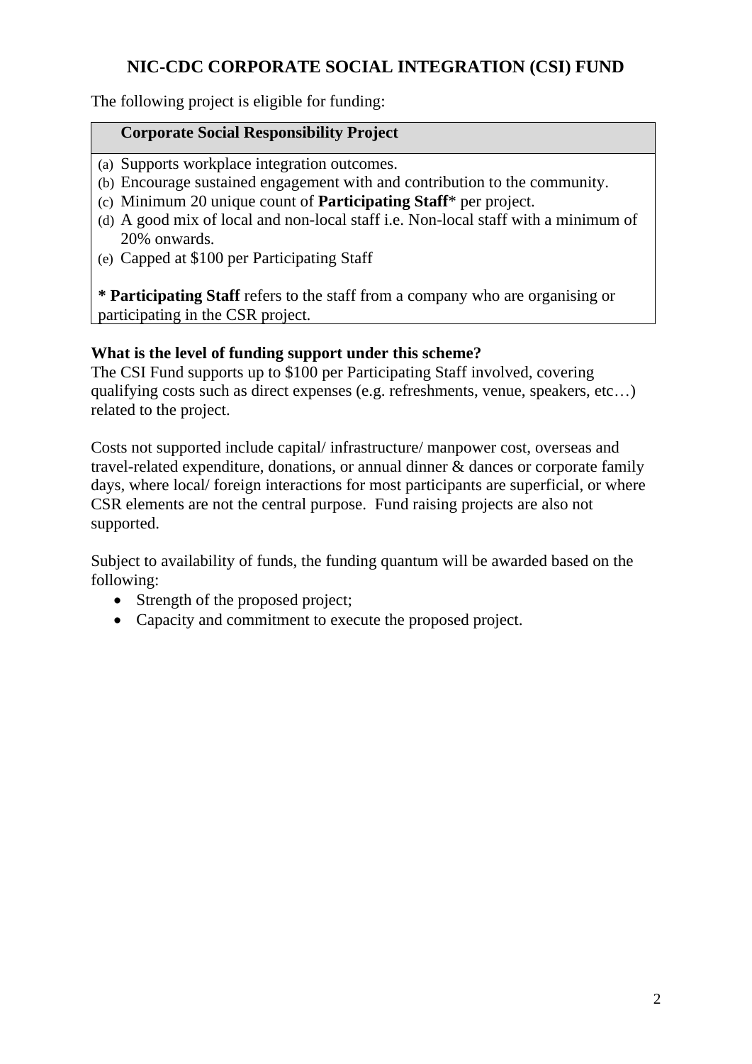# NIC-CDC CORPORATE SOCIAL INTEGRATION (CSI) FUND

The following project is eligible for funding:

| **Corporate Social Responsibility Project** |
|---|
| (a) Supports workplace integration outcomes.<br>(b) Encourage sustained engagement with and contribution to the community.<br>(c) Minimum 20 unique count of **Participating Staff*** per project.<br>(d) A good mix of local and non-local staff i.e. Non-local staff with a minimum of 20% onwards.<br>(e) Capped at $100 per Participating Staff<br><br>**\* Participating Staff** refers to the staff from a company who are organising or participating in the CSR project. |

**What is the level of funding support under this scheme?**

The CSI Fund supports up to $100 per Participating Staff involved, covering qualifying costs such as direct expenses (e.g. refreshments, venue, speakers, etc…) related to the project.

Costs not supported include capital/ infrastructure/ manpower cost, overseas and travel-related expenditure, donations, or annual dinner & dances or corporate family days, where local/ foreign interactions for most participants are superficial, or where CSR elements are not the central purpose. Fund raising projects are also not supported.

Subject to availability of funds, the funding quantum will be awarded based on the following:

- Strength of the proposed project;
- Capacity and commitment to execute the proposed project.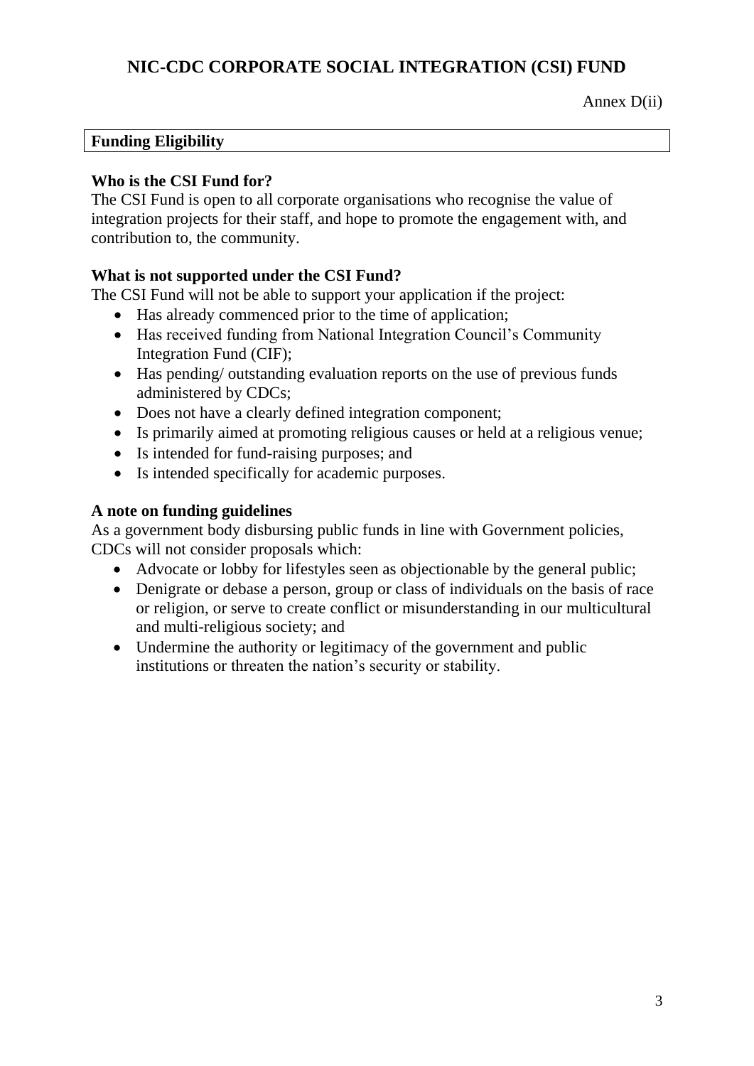# NIC-CDC CORPORATE SOCIAL INTEGRATION (CSI) FUND

Annex D(ii)

## Funding Eligibility

### Who is the CSI Fund for?

The CSI Fund is open to all corporate organisations who recognise the value of integration projects for their staff, and hope to promote the engagement with, and contribution to, the community.

### What is not supported under the CSI Fund?

The CSI Fund will not be able to support your application if the project:

- Has already commenced prior to the time of application;
- Has received funding from National Integration Council's Community Integration Fund (CIF);
- Has pending/ outstanding evaluation reports on the use of previous funds administered by CDCs;
- Does not have a clearly defined integration component;
- Is primarily aimed at promoting religious causes or held at a religious venue;
- Is intended for fund-raising purposes; and
- Is intended specifically for academic purposes.

### A note on funding guidelines

As a government body disbursing public funds in line with Government policies, CDCs will not consider proposals which:

- Advocate or lobby for lifestyles seen as objectionable by the general public;
- Denigrate or debase a person, group or class of individuals on the basis of race or religion, or serve to create conflict or misunderstanding in our multicultural and multi-religious society; and
- Undermine the authority or legitimacy of the government and public institutions or threaten the nation's security or stability.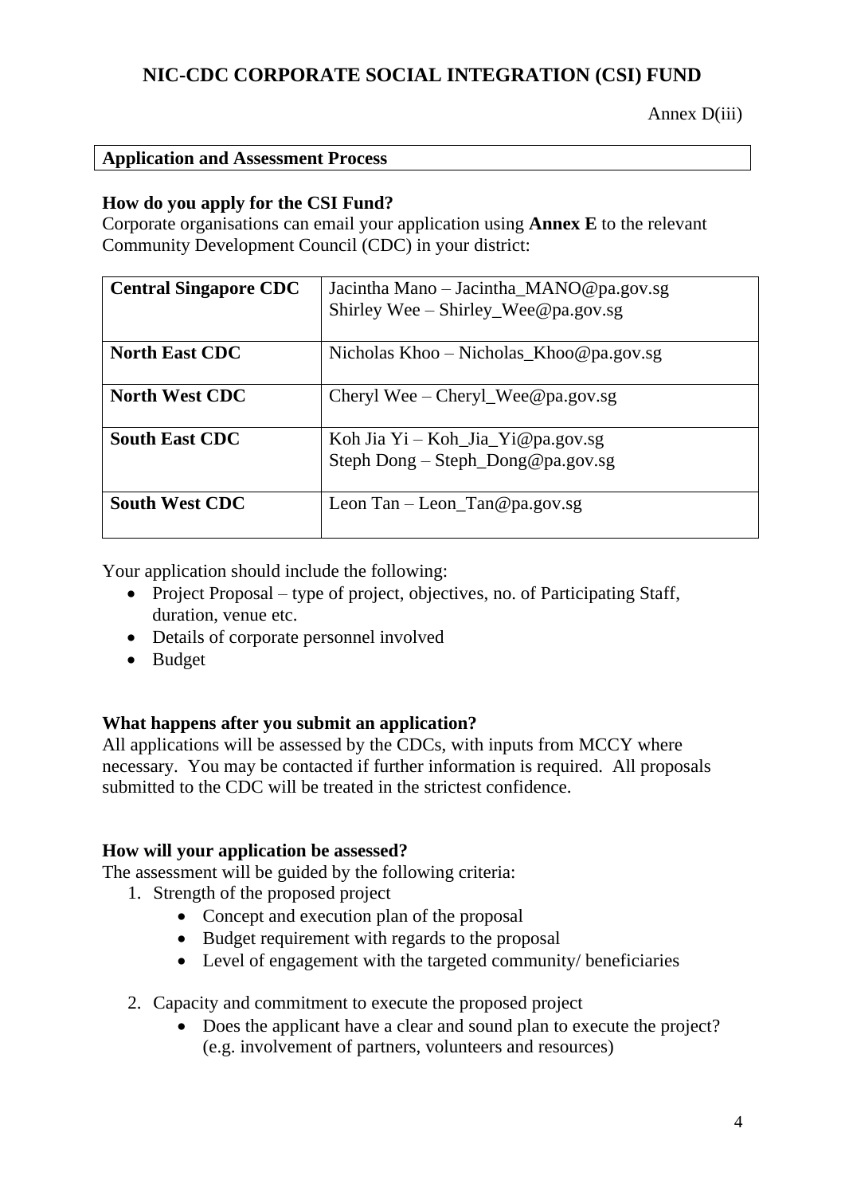# NIC-CDC CORPORATE SOCIAL INTEGRATION (CSI) FUND

Annex D(iii)

## Application and Assessment Process

### How do you apply for the CSI Fund?

Corporate organisations can email your application using **Annex E** to the relevant Community Development Council (CDC) in your district:

| | |
|---|---|
| **Central Singapore CDC** | Jacintha Mano – Jacintha_MANO@pa.gov.sg<br>Shirley Wee – Shirley_Wee@pa.gov.sg |
| **North East CDC** | Nicholas Khoo – Nicholas_Khoo@pa.gov.sg |
| **North West CDC** | Cheryl Wee – Cheryl_Wee@pa.gov.sg |
| **South East CDC** | Koh Jia Yi – Koh_Jia_Yi@pa.gov.sg<br>Steph Dong – Steph_Dong@pa.gov.sg |
| **South West CDC** | Leon Tan – Leon_Tan@pa.gov.sg |

Your application should include the following:

- Project Proposal – type of project, objectives, no. of Participating Staff, duration, venue etc.
- Details of corporate personnel involved
- Budget

### What happens after you submit an application?

All applications will be assessed by the CDCs, with inputs from MCCY where necessary. You may be contacted if further information is required. All proposals submitted to the CDC will be treated in the strictest confidence.

### How will your application be assessed?

The assessment will be guided by the following criteria:

1. Strength of the proposed project
   - Concept and execution plan of the proposal
   - Budget requirement with regards to the proposal
   - Level of engagement with the targeted community/ beneficiaries
2. Capacity and commitment to execute the proposed project
   - Does the applicant have a clear and sound plan to execute the project? (e.g. involvement of partners, volunteers and resources)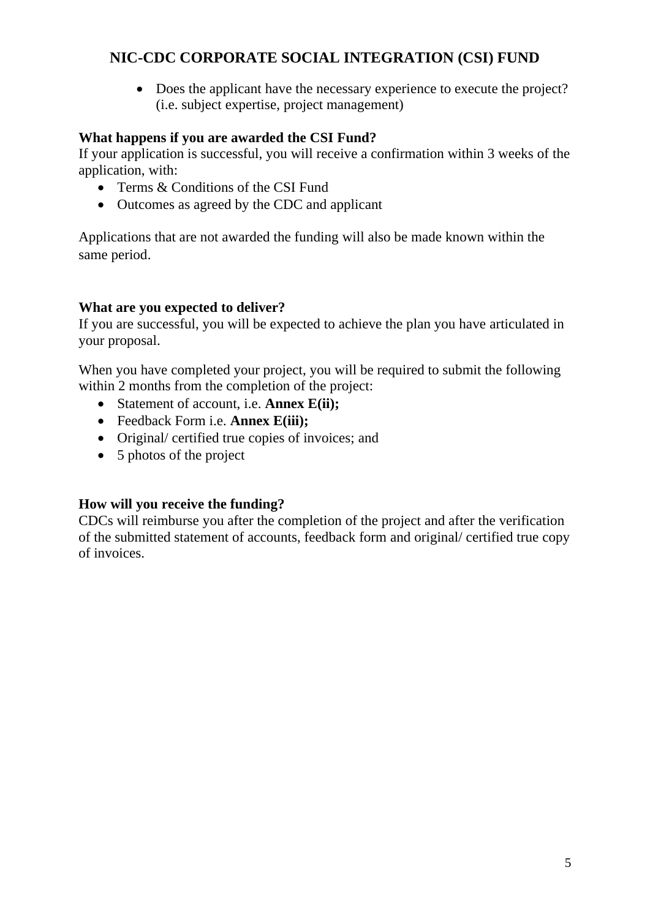- Does the applicant have the necessary experience to execute the project? (i.e. subject expertise, project management)

**What happens if you are awarded the CSI Fund?**

If your application is successful, you will receive a confirmation within 3 weeks of the application, with:

- Terms & Conditions of the CSI Fund
- Outcomes as agreed by the CDC and applicant

Applications that are not awarded the funding will also be made known within the same period.

**What are you expected to deliver?**

If you are successful, you will be expected to achieve the plan you have articulated in your proposal.

When you have completed your project, you will be required to submit the following within 2 months from the completion of the project:

- Statement of account, i.e. **Annex E(ii);**
- Feedback Form i.e. **Annex E(iii);**
- Original/ certified true copies of invoices; and
- 5 photos of the project

**How will you receive the funding?**

CDCs will reimburse you after the completion of the project and after the verification of the submitted statement of accounts, feedback form and original/ certified true copy of invoices.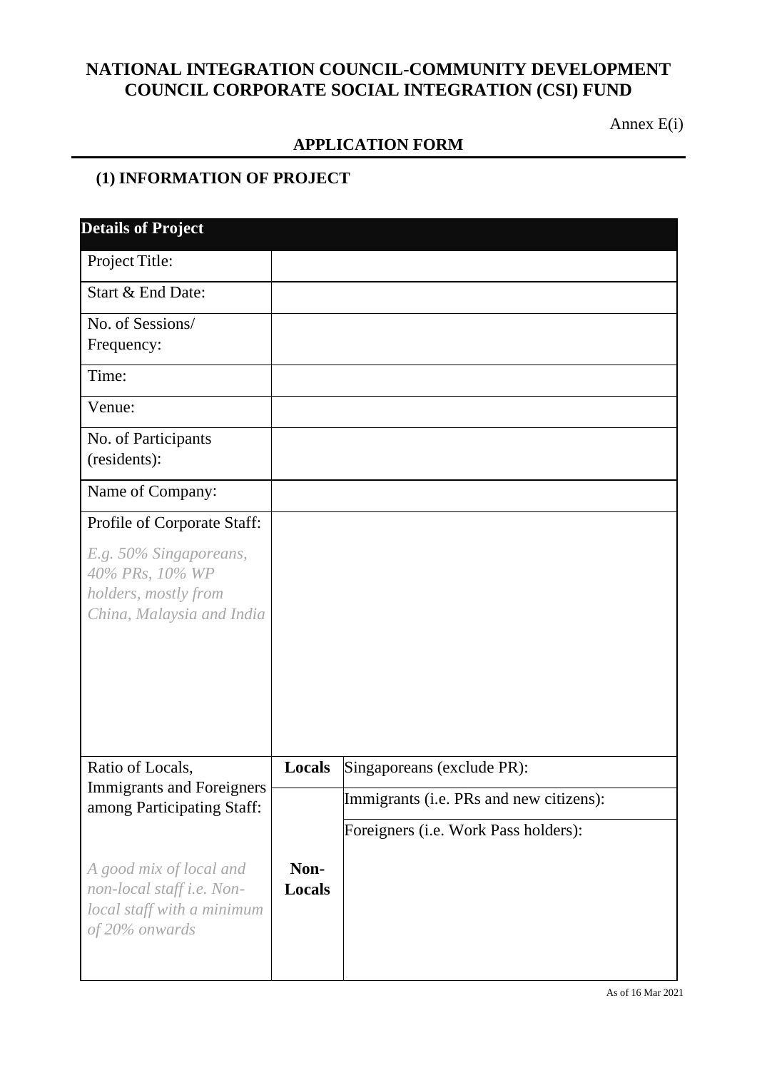# NATIONAL INTEGRATION COUNCIL-COMMUNITY DEVELOPMENT COUNCIL CORPORATE SOCIAL INTEGRATION (CSI) FUND

Annex E(i)

## APPLICATION FORM

### (1) INFORMATION OF PROJECT

| **Details of Project** | | |
|---|---|---|
| Project Title: | | |
| Start & End Date: | | |
| No. of Sessions/ Frequency: | | |
| Time: | | |
| Venue: | | |
| No. of Participants (residents): | | |
| Name of Company: | | |
| Profile of Corporate Staff:<br><br>*E.g. 50% Singaporeans, 40% PRs, 10% WP holders, mostly from China, Malaysia and India* | | |
| Ratio of Locals, Immigrants and Foreigners among Participating Staff:<br><br>*A good mix of local and non-local staff i.e. Non-local staff with a minimum of 20% onwards* | **Locals** | Singaporeans (exclude PR): |
| | | Immigrants (i.e. PRs and new citizens): |
| | **Non-Locals** | Foreigners (i.e. Work Pass holders): |

As of 16 Mar 2021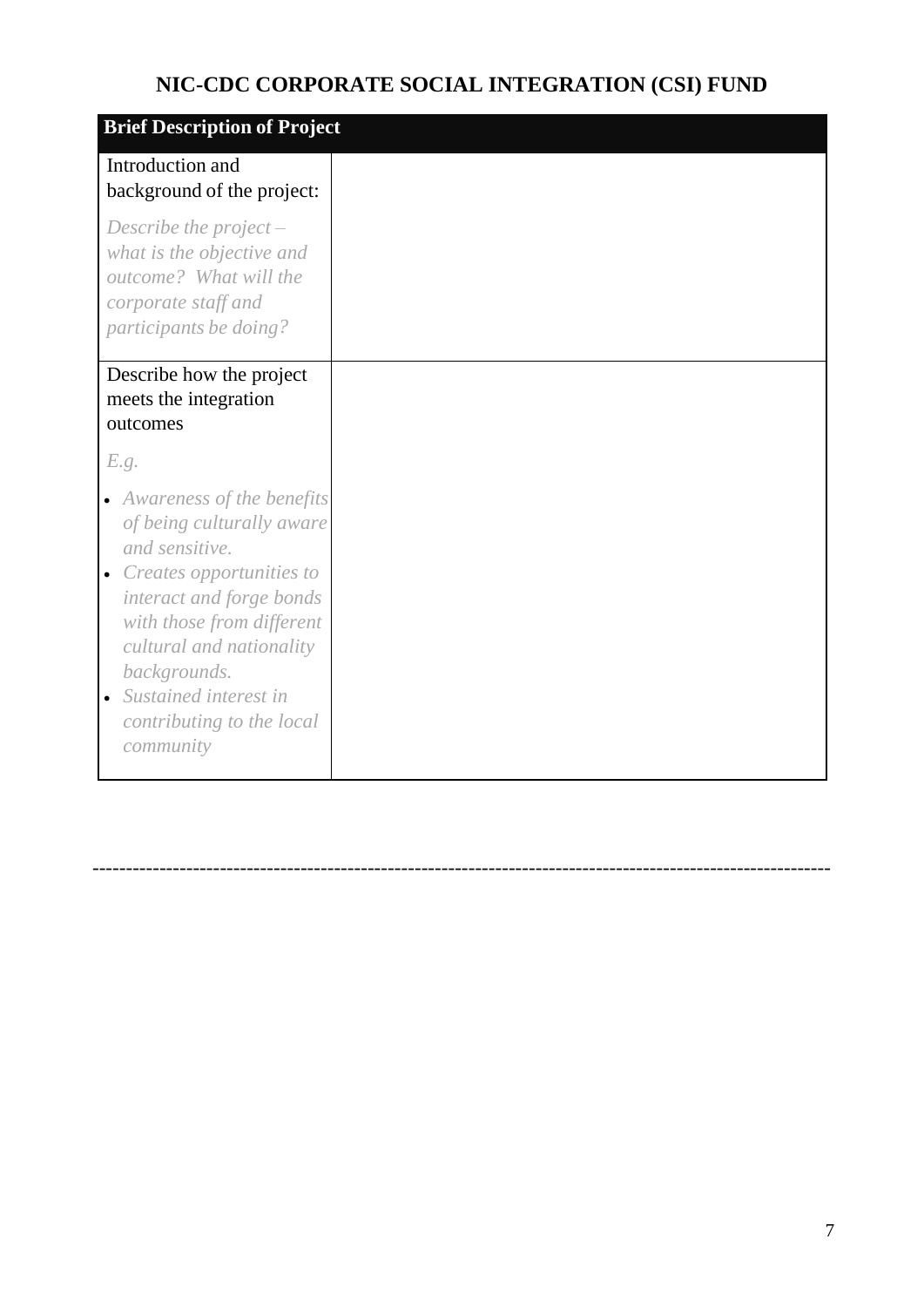# NIC-CDC CORPORATE SOCIAL INTEGRATION (CSI) FUND

| **Brief Description of Project** | |
|---|---|
| Introduction and background of the project:<br><br>*Describe the project – what is the objective and outcome? What will the corporate staff and participants be doing?* | |
| Describe how the project meets the integration outcomes<br><br>*E.g.*<br><br>• *Awareness of the benefits of being culturally aware and sensitive.*<br>• *Creates opportunities to interact and forge bonds with those from different cultural and nationality backgrounds.*<br>• *Sustained interest in contributing to the local community* | |

---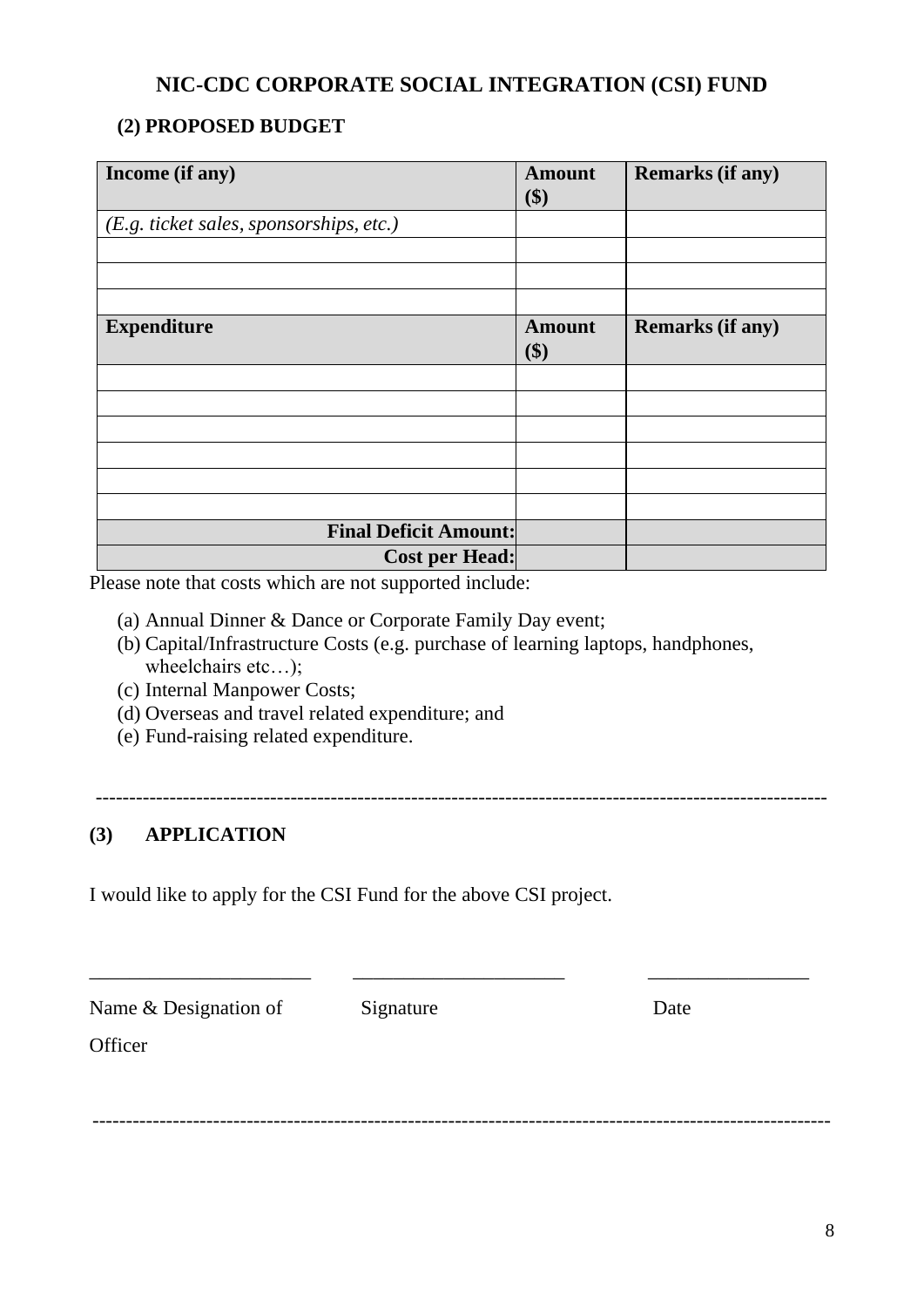## NIC-CDC CORPORATE SOCIAL INTEGRATION (CSI) FUND

### (2) PROPOSED BUDGET

| Income (if any) | Amount ($) | Remarks (if any) |
|---|---|---|
| *(E.g. ticket sales, sponsorships, etc.)* | | |
| | | |
| | | |
| | | |
| **Expenditure** | **Amount ($)** | **Remarks (if any)** |
| | | |
| | | |
| | | |
| | | |
| | | |
| | | |
| **Final Deficit Amount:** | | |
| **Cost per Head:** | | |

Please note that costs which are not supported include:

(a) Annual Dinner & Dance or Corporate Family Day event;
(b) Capital/Infrastructure Costs (e.g. purchase of learning laptops, handphones, wheelchairs etc…);
(c) Internal Manpower Costs;
(d) Overseas and travel related expenditure; and
(e) Fund-raising related expenditure.

---

### (3) APPLICATION

I would like to apply for the CSI Fund for the above CSI project.

| ______________________ | ______________________ | ________________ |
|---|---|---|
| Name & Designation of Officer | Signature | Date |

---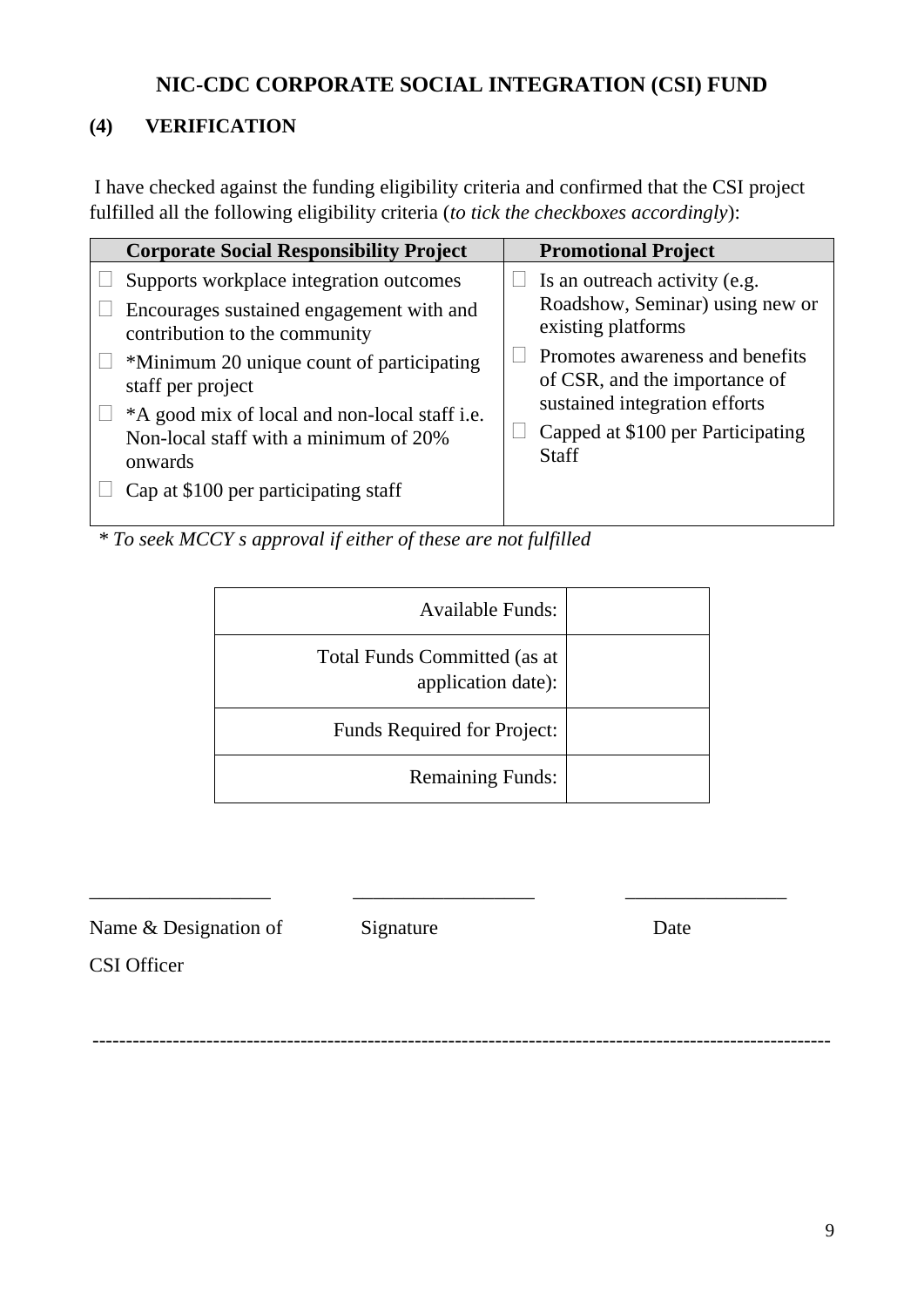# NIC-CDC CORPORATE SOCIAL INTEGRATION (CSI) FUND

## (4) VERIFICATION

I have checked against the funding eligibility criteria and confirmed that the CSI project fulfilled all the following eligibility criteria (*to tick the checkboxes accordingly*):

| Corporate Social Responsibility Project | Promotional Project |
|---|---|
| ☐ Supports workplace integration outcomes<br>☐ Encourages sustained engagement with and contribution to the community<br>☐ *Minimum 20 unique count of participating staff per project<br>☐ *A good mix of local and non-local staff i.e. Non-local staff with a minimum of 20% onwards<br>☐ Cap at $100 per participating staff | ☐ Is an outreach activity (e.g. Roadshow, Seminar) using new or existing platforms<br>☐ Promotes awareness and benefits of CSR, and the importance of sustained integration efforts<br>☐ Capped at $100 per Participating Staff |

*\* To seek MCCY s approval if either of these are not fulfilled*

| | |
|---|---|
| Available Funds: | |
| Total Funds Committed (as at application date): | |
| Funds Required for Project: | |
| Remaining Funds: | |

\_\_\_\_\_\_\_\_\_\_\_\_\_\_\_\_\_\_ \_\_\_\_\_\_\_\_\_\_\_\_\_\_\_\_\_\_ \_\_\_\_\_\_\_\_\_\_\_\_\_\_\_\_

Name & Designation of CSI Officer &nbsp;&nbsp;&nbsp;&nbsp; Signature &nbsp;&nbsp;&nbsp;&nbsp; Date

---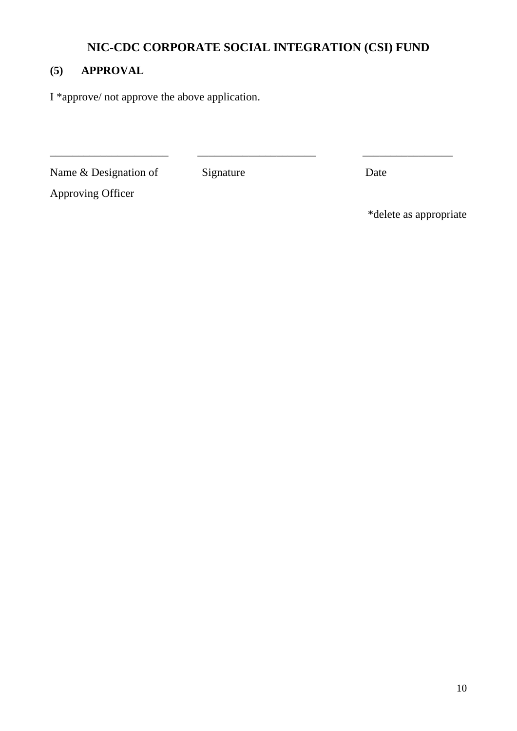# NIC-CDC CORPORATE SOCIAL INTEGRATION (CSI) FUND

## (5) APPROVAL

I *approve/ not approve the above application.

| _____________________ | _____________________ | ________________ |
|---|---|---|
| Name & Designation of Approving Officer | Signature | Date |

*delete as appropriate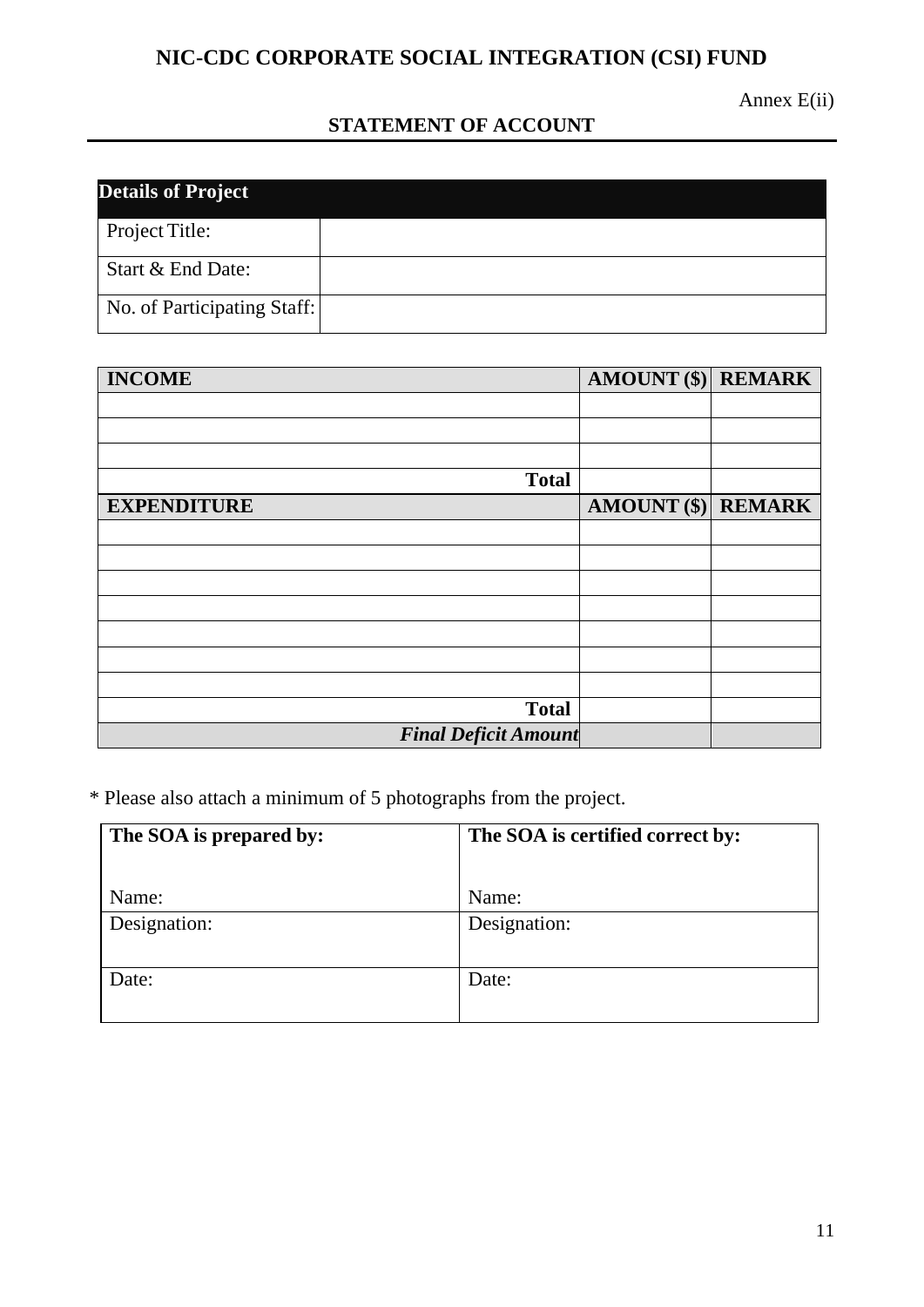# NIC-CDC CORPORATE SOCIAL INTEGRATION (CSI) FUND

Annex E(ii)

## STATEMENT OF ACCOUNT

| **Details of Project** | |
|---|---|
| Project Title: | |
| Start & End Date: | |
| No. of Participating Staff: | |

| **INCOME** | **AMOUNT ($)** | **REMARK** |
|---|---|---|
| | | |
| | | |
| | | |
| **Total** | | |
| **EXPENDITURE** | **AMOUNT ($)** | **REMARK** |
| | | |
| | | |
| | | |
| | | |
| | | |
| | | |
| | | |
| **Total** | | |
| ***Final Deficit Amount*** | | |

\* Please also attach a minimum of 5 photographs from the project.

| **The SOA is prepared by:**<br><br>Name: | **The SOA is certified correct by:**<br><br>Name: |
|---|---|
| Designation: | Designation: |
| Date: | Date: |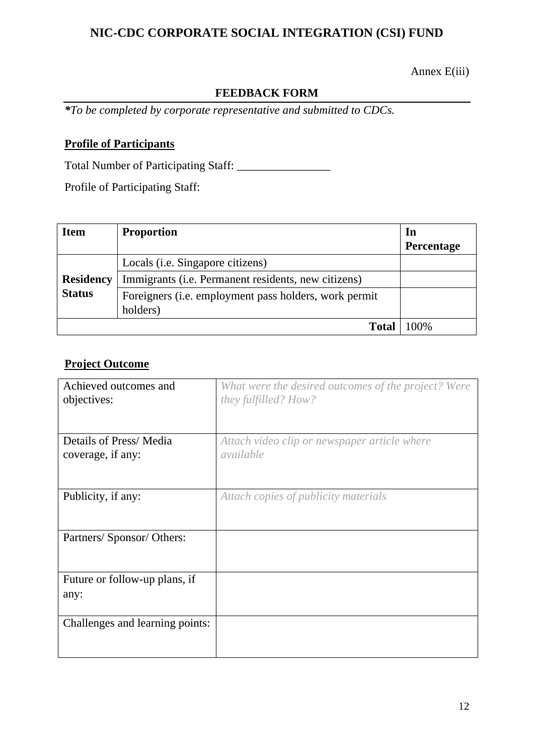# NIC-CDC CORPORATE SOCIAL INTEGRATION (CSI) FUND

Annex E(iii)

## FEEDBACK FORM

***To be completed by corporate representative and submitted to CDCs.***

**Profile of Participants**

Total Number of Participating Staff: ________________

Profile of Participating Staff:

| **Item** | **Proportion** | **In Percentage** |
|---|---|---|
| **Residency Status** | Locals (i.e. Singapore citizens) | |
| | Immigrants (i.e. Permanent residents, new citizens) | |
| | Foreigners (i.e. employment pass holders, work permit holders) | |
| | **Total** | 100% |

**Project Outcome**

| Achieved outcomes and objectives: | *What were the desired outcomes of the project? Were they fulfilled? How?* |
|---|---|
| Details of Press/ Media coverage, if any: | *Attach video clip or newspaper article where available* |
| Publicity, if any: | *Attach copies of publicity materials* |
| Partners/ Sponsor/ Others: | |
| Future or follow-up plans, if any: | |
| Challenges and learning points: | |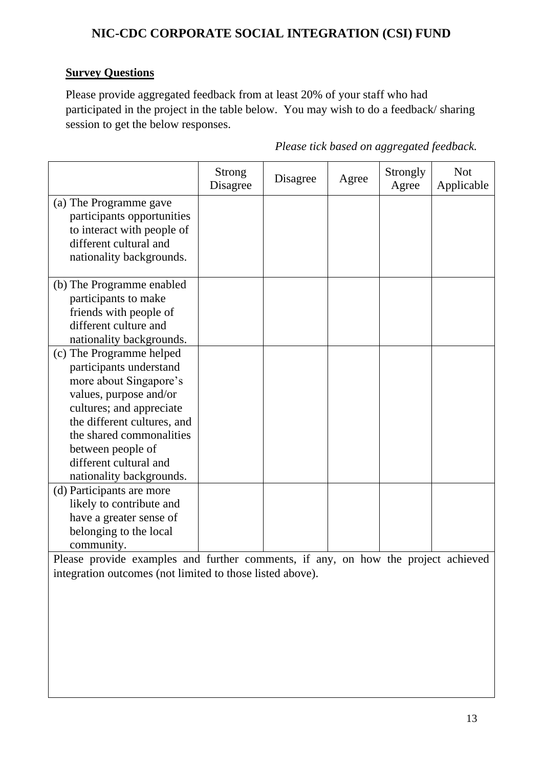## NIC-CDC CORPORATE SOCIAL INTEGRATION (CSI) FUND

**Survey Questions**

Please provide aggregated feedback from at least 20% of your staff who had participated in the project in the table below. You may wish to do a feedback/ sharing session to get the below responses.

*Please tick based on aggregated feedback.*

| | Strong Disagree | Disagree | Agree | Strongly Agree | Not Applicable |
|---|---|---|---|---|---|
| (a) The Programme gave participants opportunities to interact with people of different cultural and nationality backgrounds. | | | | | |
| (b) The Programme enabled participants to make friends with people of different culture and nationality backgrounds. | | | | | |
| (c) The Programme helped participants understand more about Singapore's values, purpose and/or cultures; and appreciate the different cultures, and the shared commonalities between people of different cultural and nationality backgrounds. | | | | | |
| (d) Participants are more likely to contribute and have a greater sense of belonging to the local community. | | | | | |

Please provide examples and further comments, if any, on how the project achieved integration outcomes (not limited to those listed above).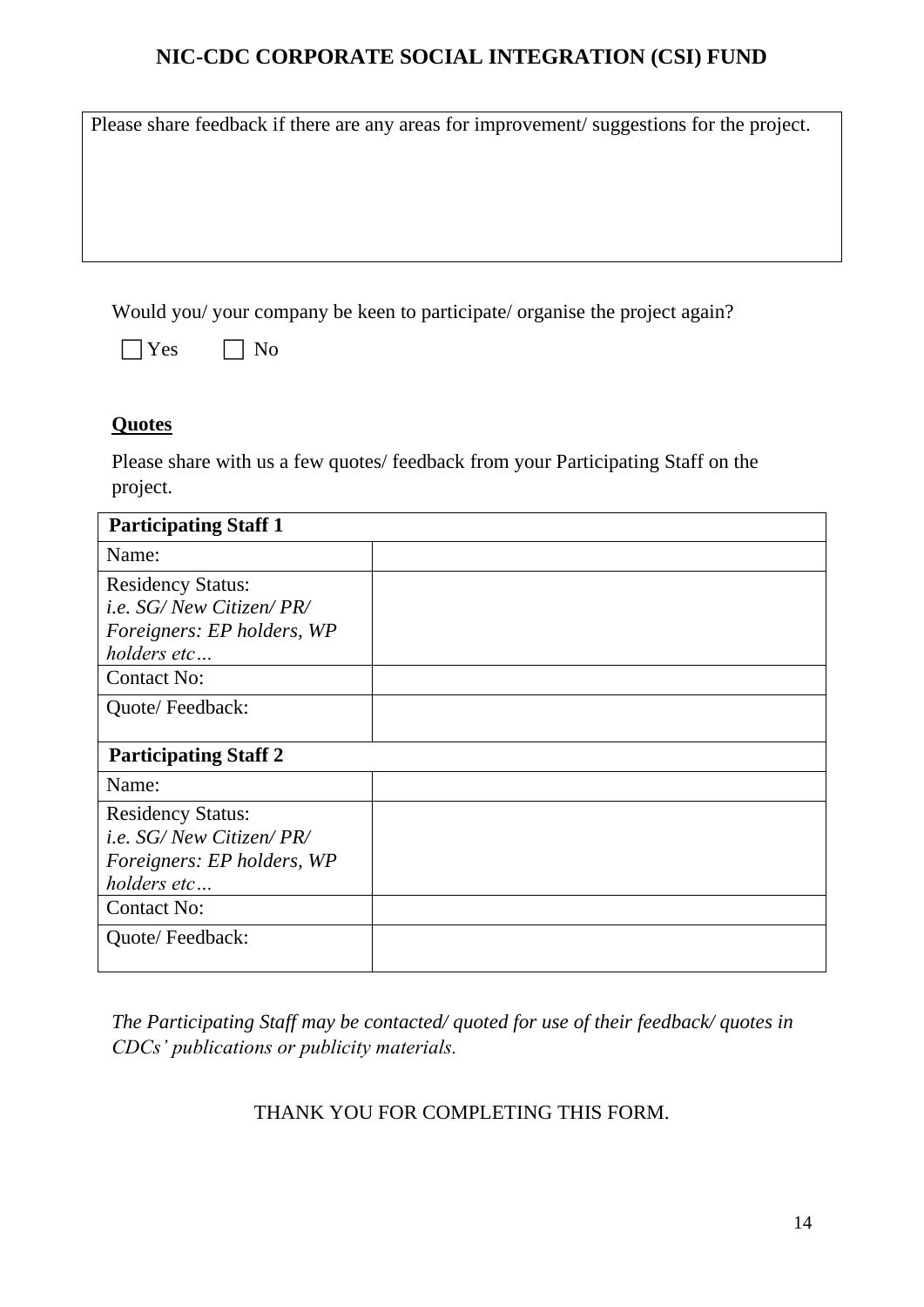## NIC-CDC CORPORATE SOCIAL INTEGRATION (CSI) FUND

| Please share feedback if there are any areas for improvement/ suggestions for the project. |
|---|
| |

Would you/ your company be keen to participate/ organise the project again?

☐ Yes ☐ No

**Quotes**

Please share with us a few quotes/ feedback from your Participating Staff on the project.

| **Participating Staff 1** | |
|---|---|
| Name: | |
| Residency Status: *i.e. SG/ New Citizen/ PR/ Foreigners: EP holders, WP holders etc…* | |
| Contact No: | |
| Quote/ Feedback: | |
| **Participating Staff 2** | |
| Name: | |
| Residency Status: *i.e. SG/ New Citizen/ PR/ Foreigners: EP holders, WP holders etc…* | |
| Contact No: | |
| Quote/ Feedback: | |

*The Participating Staff may be contacted/ quoted for use of their feedback/ quotes in CDCs' publications or publicity materials.*

THANK YOU FOR COMPLETING THIS FORM.